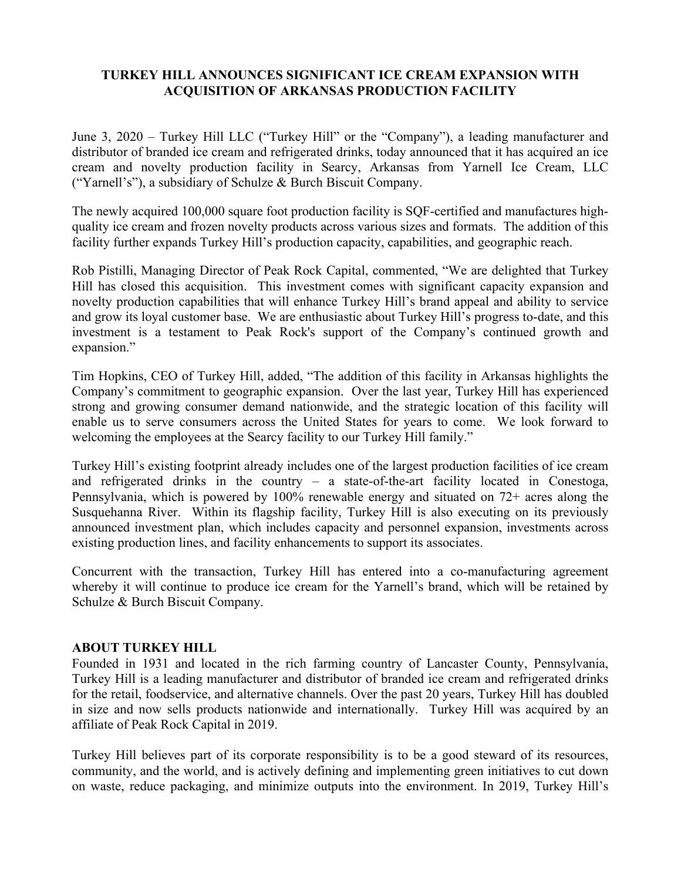# TURKEY HILL ANNOUNCES SIGNIFICANT ICE CREAM EXPANSION WITH ACQUISITION OF ARKANSAS PRODUCTION FACILITY

June 3, 2020 – Turkey Hill LLC ("Turkey Hill" or the "Company"), a leading manufacturer and distributor of branded ice cream and refrigerated drinks, today announced that it has acquired an ice cream and novelty production facility in Searcy, Arkansas from Yarnell Ice Cream, LLC ("Yarnell's"), a subsidiary of Schulze & Burch Biscuit Company.

The newly acquired 100,000 square foot production facility is SQF-certified and manufactures high-quality ice cream and frozen novelty products across various sizes and formats. The addition of this facility further expands Turkey Hill's production capacity, capabilities, and geographic reach.

Rob Pistilli, Managing Director of Peak Rock Capital, commented, "We are delighted that Turkey Hill has closed this acquisition. This investment comes with significant capacity expansion and novelty production capabilities that will enhance Turkey Hill's brand appeal and ability to service and grow its loyal customer base. We are enthusiastic about Turkey Hill's progress to-date, and this investment is a testament to Peak Rock's support of the Company's continued growth and expansion."

Tim Hopkins, CEO of Turkey Hill, added, "The addition of this facility in Arkansas highlights the Company's commitment to geographic expansion. Over the last year, Turkey Hill has experienced strong and growing consumer demand nationwide, and the strategic location of this facility will enable us to serve consumers across the United States for years to come. We look forward to welcoming the employees at the Searcy facility to our Turkey Hill family."

Turkey Hill's existing footprint already includes one of the largest production facilities of ice cream and refrigerated drinks in the country – a state-of-the-art facility located in Conestoga, Pennsylvania, which is powered by 100% renewable energy and situated on 72+ acres along the Susquehanna River. Within its flagship facility, Turkey Hill is also executing on its previously announced investment plan, which includes capacity and personnel expansion, investments across existing production lines, and facility enhancements to support its associates.

Concurrent with the transaction, Turkey Hill has entered into a co-manufacturing agreement whereby it will continue to produce ice cream for the Yarnell's brand, which will be retained by Schulze & Burch Biscuit Company.

## ABOUT TURKEY HILL

Founded in 1931 and located in the rich farming country of Lancaster County, Pennsylvania, Turkey Hill is a leading manufacturer and distributor of branded ice cream and refrigerated drinks for the retail, foodservice, and alternative channels. Over the past 20 years, Turkey Hill has doubled in size and now sells products nationwide and internationally. Turkey Hill was acquired by an affiliate of Peak Rock Capital in 2019.

Turkey Hill believes part of its corporate responsibility is to be a good steward of its resources, community, and the world, and is actively defining and implementing green initiatives to cut down on waste, reduce packaging, and minimize outputs into the environment. In 2019, Turkey Hill's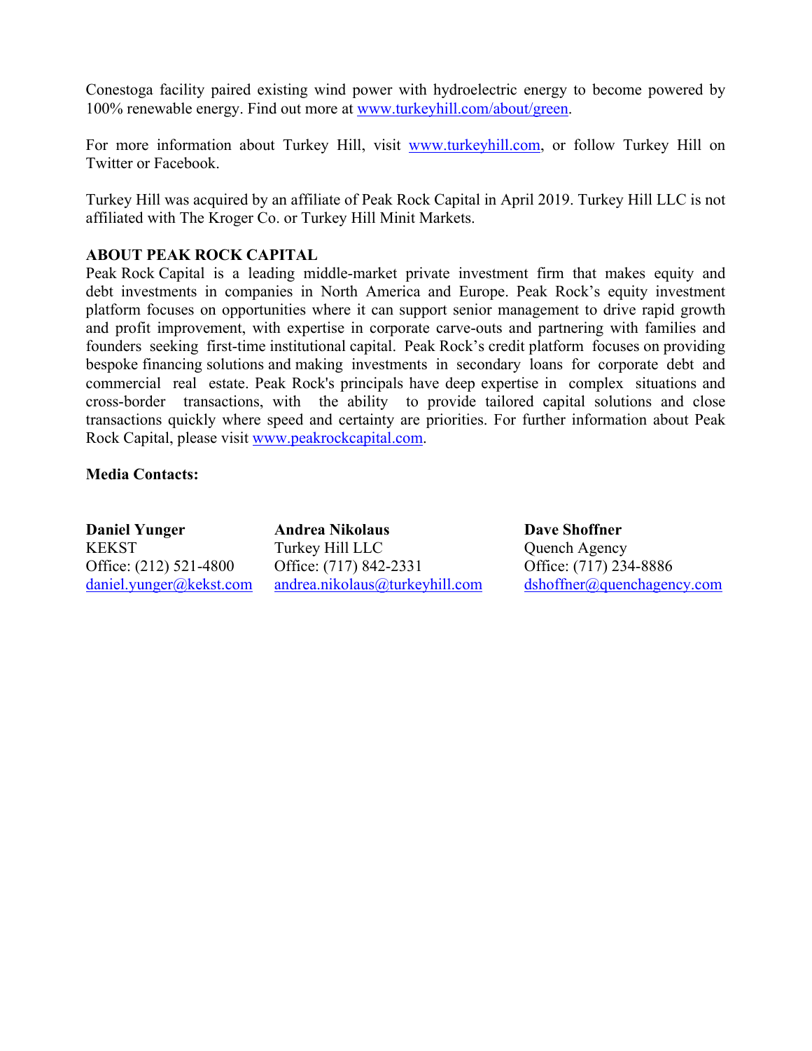Conestoga facility paired existing wind power with hydroelectric energy to become powered by 100% renewable energy. Find out more at www.turkeyhill.com/about/green.

For more information about Turkey Hill, visit www.turkeyhill.com, or follow Turkey Hill on Twitter or Facebook.

Turkey Hill was acquired by an affiliate of Peak Rock Capital in April 2019. Turkey Hill LLC is not affiliated with The Kroger Co. or Turkey Hill Minit Markets.

**ABOUT PEAK ROCK CAPITAL**

Peak Rock Capital is a leading middle-market private investment firm that makes equity and debt investments in companies in North America and Europe. Peak Rock's equity investment platform focuses on opportunities where it can support senior management to drive rapid growth and profit improvement, with expertise in corporate carve-outs and partnering with families and founders seeking first-time institutional capital. Peak Rock's credit platform focuses on providing bespoke financing solutions and making investments in secondary loans for corporate debt and commercial real estate. Peak Rock's principals have deep expertise in complex situations and cross-border transactions, with the ability to provide tailored capital solutions and close transactions quickly where speed and certainty are priorities. For further information about Peak Rock Capital, please visit www.peakrockcapital.com.

**Media Contacts:**

**Daniel Yunger**
KEKST
Office: (212) 521-4800
daniel.yunger@kekst.com

**Andrea Nikolaus**
Turkey Hill LLC
Office: (717) 842-2331
andrea.nikolaus@turkeyhill.com

**Dave Shoffner**
Quench Agency
Office: (717) 234-8886
dshoffner@quenchagency.com